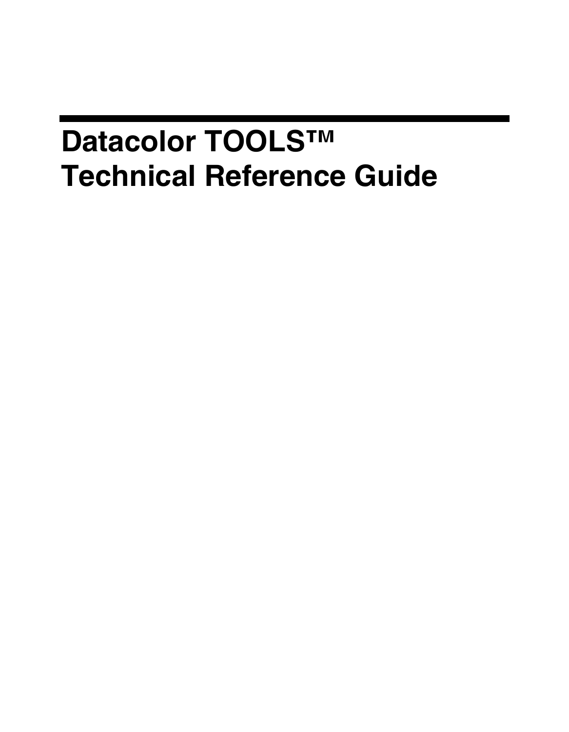# Datacolor TOOLS™ Technical Reference Guide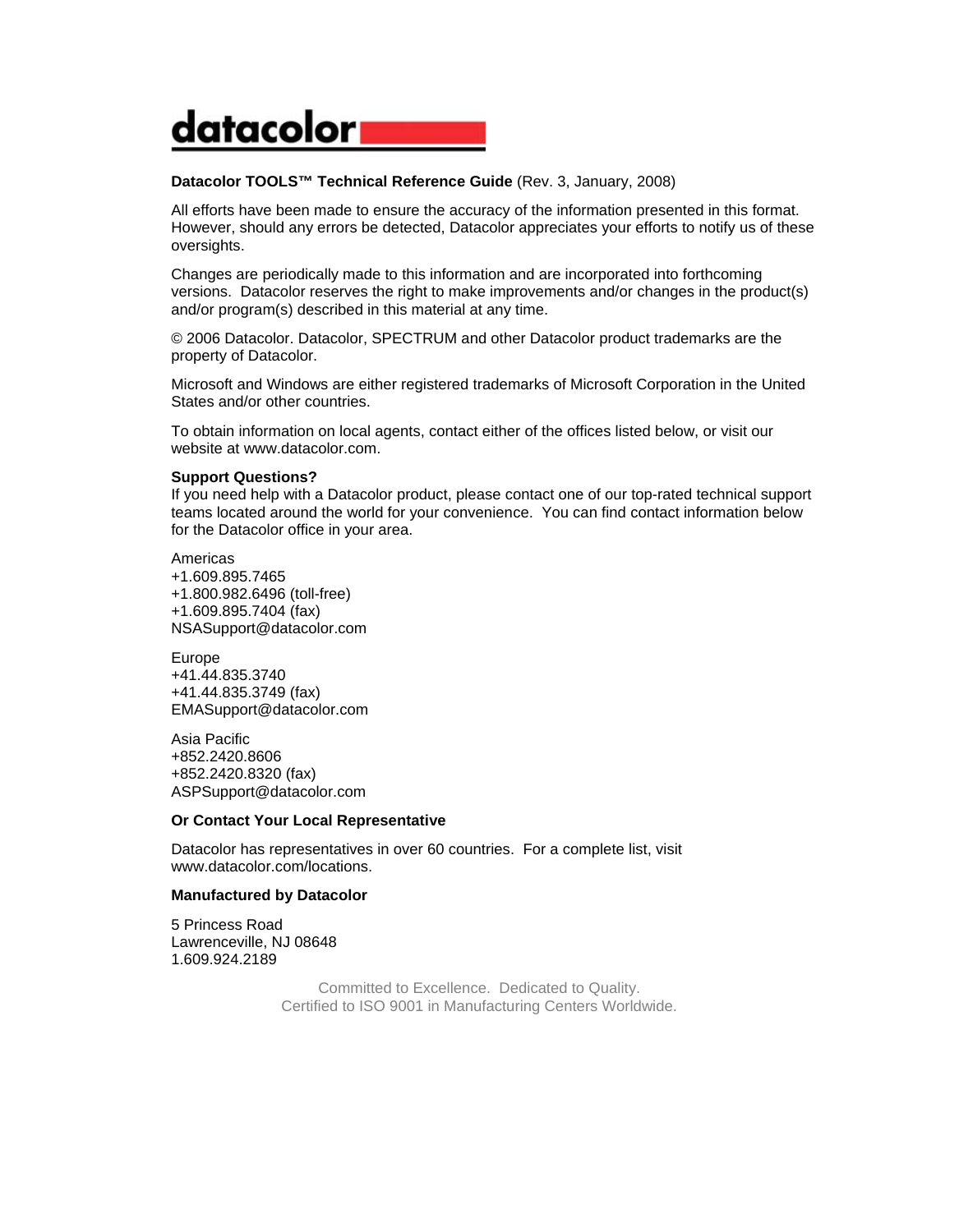datacolor

**Datacolor TOOLS™ Technical Reference Guide** (Rev. 3, January, 2008)

All efforts have been made to ensure the accuracy of the information presented in this format. However, should any errors be detected, Datacolor appreciates your efforts to notify us of these oversights.

Changes are periodically made to this information and are incorporated into forthcoming versions. Datacolor reserves the right to make improvements and/or changes in the product(s) and/or program(s) described in this material at any time.

© 2006 Datacolor. Datacolor, SPECTRUM and other Datacolor product trademarks are the property of Datacolor.

Microsoft and Windows are either registered trademarks of Microsoft Corporation in the United States and/or other countries.

To obtain information on local agents, contact either of the offices listed below, or visit our website at www.datacolor.com.

**Support Questions?**
If you need help with a Datacolor product, please contact one of our top-rated technical support teams located around the world for your convenience. You can find contact information below for the Datacolor office in your area.

Americas
+1.609.895.7465
+1.800.982.6496 (toll-free)
+1.609.895.7404 (fax)
NSASupport@datacolor.com

Europe
+41.44.835.3740
+41.44.835.3749 (fax)
EMASupport@datacolor.com

Asia Pacific
+852.2420.8606
+852.2420.8320 (fax)
ASPSupport@datacolor.com

**Or Contact Your Local Representative**

Datacolor has representatives in over 60 countries. For a complete list, visit www.datacolor.com/locations.

**Manufactured by Datacolor**

5 Princess Road
Lawrenceville, NJ 08648
1.609.924.2189

Committed to Excellence. Dedicated to Quality.
Certified to ISO 9001 in Manufacturing Centers Worldwide.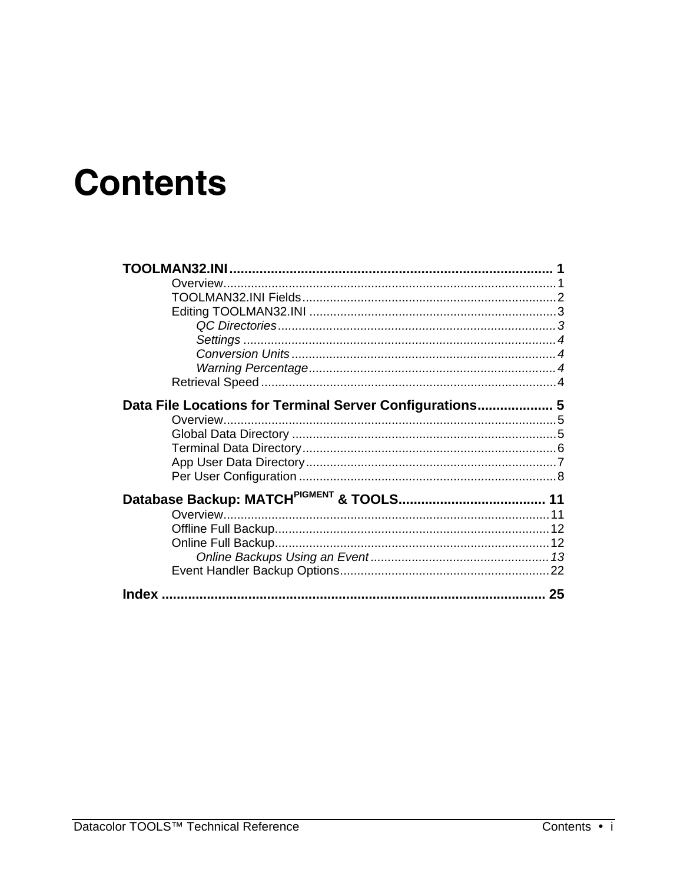# Contents

**TOOLMAN32.INI** ..................................................................................... **1**

- Overview.......................................................................................... 1
- TOOLMAN32.INI Fields.......................................................................... 2
- Editing TOOLMAN32.INI ........................................................................ 3
  - *QC Directories* ............................................................................ *3*
  - *Settings* ..................................................................................... *4*
  - *Conversion Units* ......................................................................... *4*
  - *Warning Percentage* ..................................................................... *4*
- Retrieval Speed ................................................................................... 4

**Data File Locations for Terminal Server Configurations** .................... **5**

- Overview.......................................................................................... 5
- Global Data Directory ........................................................................... 5
- Terminal Data Directory......................................................................... 6
- App User Data Directory........................................................................ 7
- Per User Configuration ......................................................................... 8

**Database Backup: MATCH^PIGMENT^ & TOOLS** ....................................... **11**

- Overview.......................................................................................... 11
- Offline Full Backup............................................................................... 12
- Online Full Backup............................................................................... 12
  - *Online Backups Using an Event* .................................................... *13*
- Event Handler Backup Options............................................................. 22

**Index** ..................................................................................................... **25**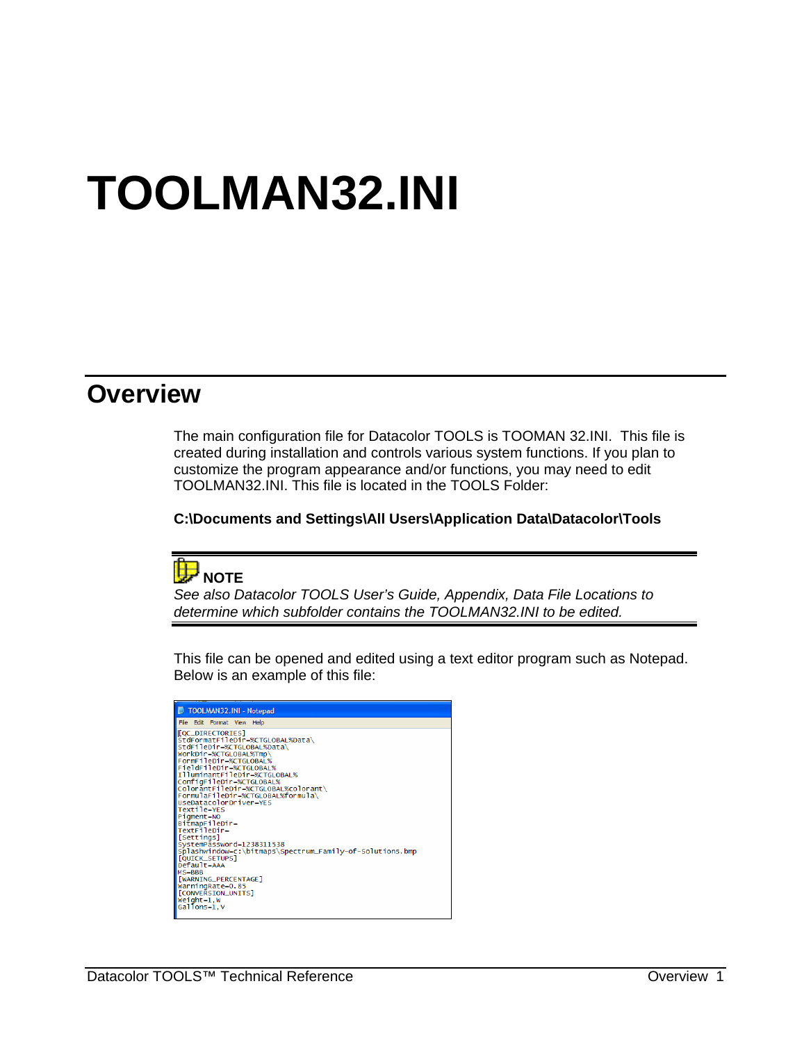# TOOLMAN32.INI

## Overview

The main configuration file for Datacolor TOOLS is TOOMAN 32.INI. This file is created during installation and controls various system functions. If you plan to customize the program appearance and/or functions, you may need to edit TOOLMAN32.INI. This file is located in the TOOLS Folder:

**C:\Documents and Settings\All Users\Application Data\Datacolor\Tools**

> **NOTE**
> *See also Datacolor TOOLS User's Guide, Appendix, Data File Locations to determine which subfolder contains the TOOLMAN32.INI to be edited.*

This file can be opened and edited using a text editor program such as Notepad. Below is an example of this file:

```
TOOLMAN32.INI - Notepad
File  Edit  Format  View  Help
[QC_DIRECTORIES]
StdFormatFileDir=%CTGLOBAL%Data\
StdFileDir=%CTGLOBAL%Data\
WorkDir=%CTGLOBAL%Tmp\
FormFileDir=%CTGLOBAL%
FieldFileDir=%CTGLOBAL%
IlluminantFileDir=%CTGLOBAL%
ConfigFileDir=%CTGLOBAL%
ColorantFileDir=%CTGLOBAL%colorant\
FormulaFileDir=%CTGLOBAL%formula\
UseDatacolorDriver=YES
Textile=YES
Pigment=NO
BitmapFileDir=
TextFileDir=
[Settings]
SystemPassword=1238311538
SplashWindow=c:\bitmaps\Spectrum_Family-of-Solutions.bmp
[QUICK_SETUPS]
Default=AAA
MS=BBB
[WARNING_PERCENTAGE]
WarningRate=0.85
[CONVERSION_UNITS]
Weight=1,W
Gallons=1,V
```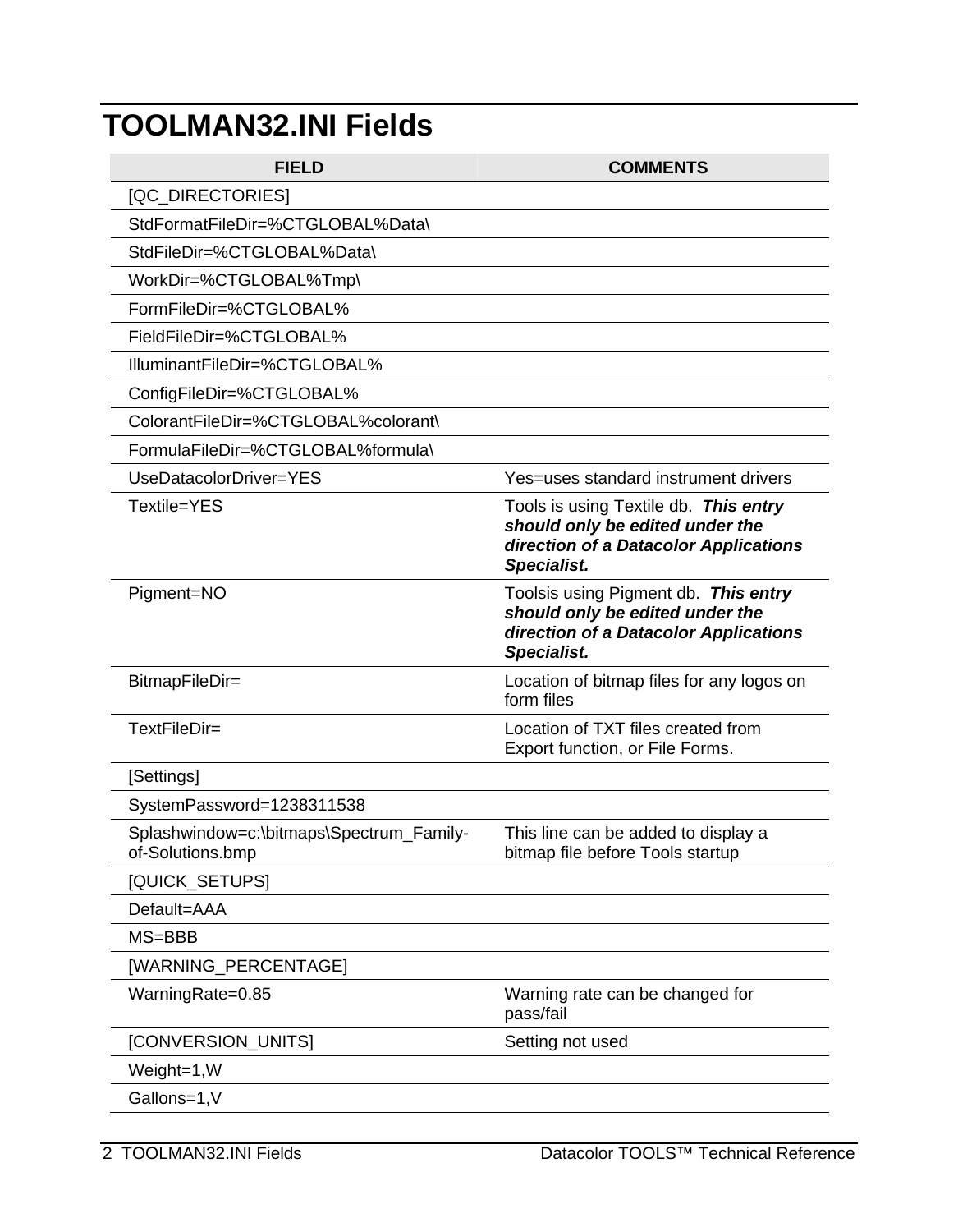# TOOLMAN32.INI Fields

| FIELD | COMMENTS |
| --- | --- |
| [QC_DIRECTORIES] | |
| StdFormatFileDir=%CTGLOBAL%Data\ | |
| StdFileDir=%CTGLOBAL%Data\ | |
| WorkDir=%CTGLOBAL%Tmp\ | |
| FormFileDir=%CTGLOBAL% | |
| FieldFileDir=%CTGLOBAL% | |
| IlluminantFileDir=%CTGLOBAL% | |
| ConfigFileDir=%CTGLOBAL% | |
| ColorantFileDir=%CTGLOBAL%colorant\ | |
| FormulaFileDir=%CTGLOBAL%formula\ | |
| UseDatacolorDriver=YES | Yes=uses standard instrument drivers |
| Textile=YES | Tools is using Textile db. ***This entry should only be edited under the direction of a Datacolor Applications Specialist.*** |
| Pigment=NO | Toolsis using Pigment db. ***This entry should only be edited under the direction of a Datacolor Applications Specialist.*** |
| BitmapFileDir= | Location of bitmap files for any logos on form files |
| TextFileDir= | Location of TXT files created from Export function, or File Forms. |
| [Settings] | |
| SystemPassword=1238311538 | |
| Splashwindow=c:\bitmaps\Spectrum_Family-of-Solutions.bmp | This line can be added to display a bitmap file before Tools startup |
| [QUICK_SETUPS] | |
| Default=AAA | |
| MS=BBB | |
| [WARNING_PERCENTAGE] | |
| WarningRate=0.85 | Warning rate can be changed for pass/fail |
| [CONVERSION_UNITS] | Setting not used |
| Weight=1,W | |
| Gallons=1,V | |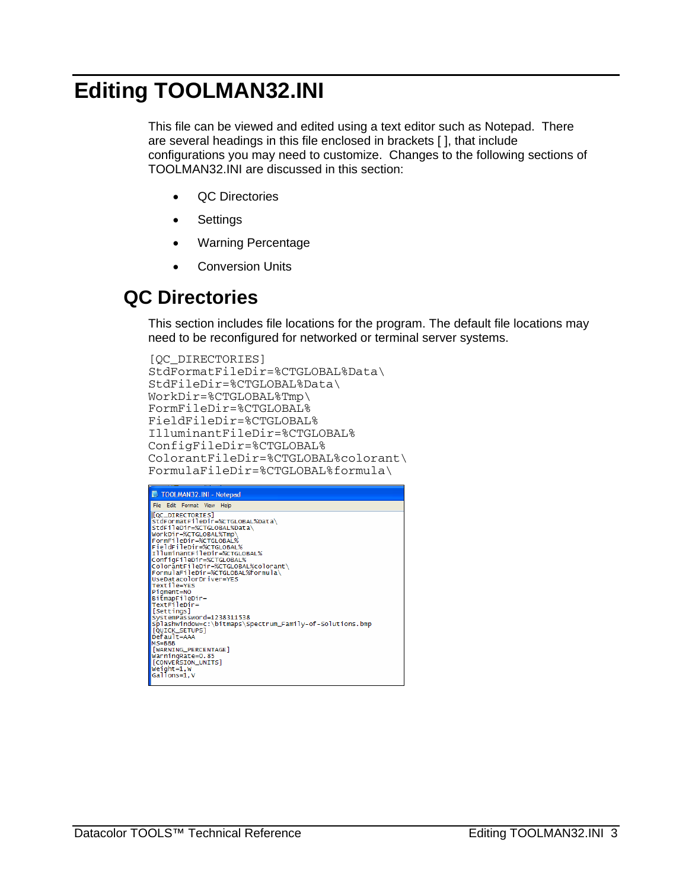# Editing TOOLMAN32.INI

This file can be viewed and edited using a text editor such as Notepad. There are several headings in this file enclosed in brackets [ ], that include configurations you may need to customize. Changes to the following sections of TOOLMAN32.INI are discussed in this section:

- QC Directories
- Settings
- Warning Percentage
- Conversion Units

## QC Directories

This section includes file locations for the program. The default file locations may need to be reconfigured for networked or terminal server systems.

```
[QC_DIRECTORIES]
StdFormatFileDir=%CTGLOBAL%Data\
StdFileDir=%CTGLOBAL%Data\
WorkDir=%CTGLOBAL%Tmp\
FormFileDir=%CTGLOBAL%
FieldFileDir=%CTGLOBAL%
IlluminantFileDir=%CTGLOBAL%
ConfigFileDir=%CTGLOBAL%
ColorantFileDir=%CTGLOBAL%colorant\
FormulaFileDir=%CTGLOBAL%formula\
```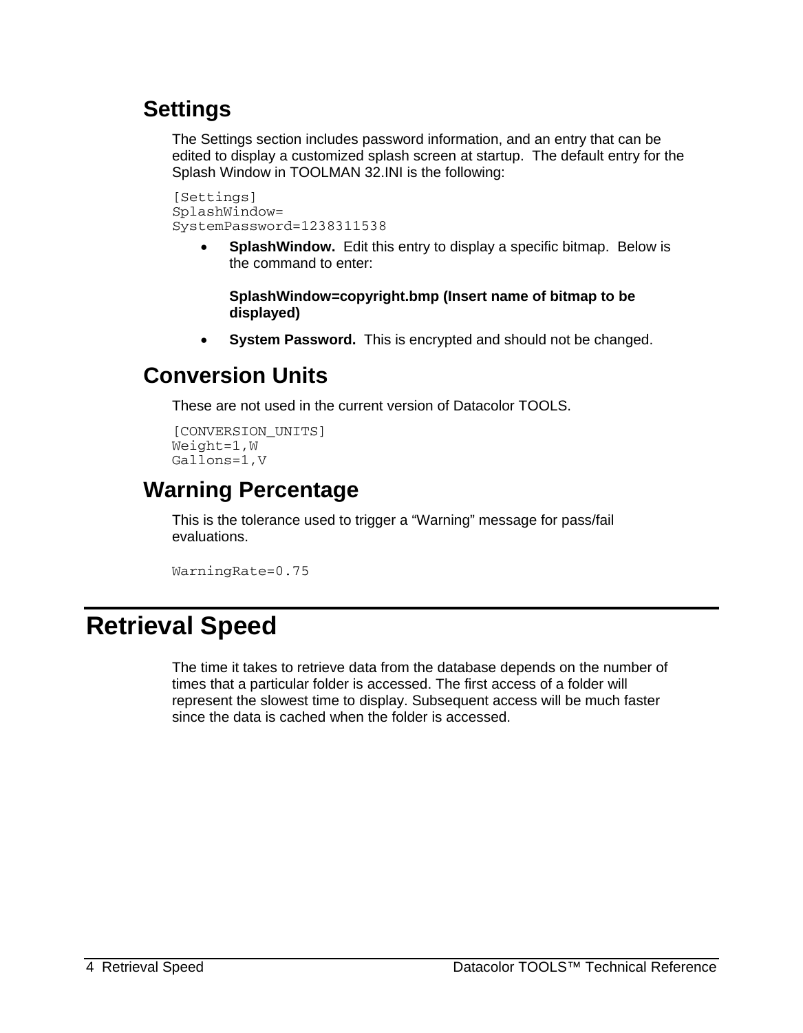## Settings

The Settings section includes password information, and an entry that can be edited to display a customized splash screen at startup. The default entry for the Splash Window in TOOLMAN 32.INI is the following:

```
[Settings]
SplashWindow=
SystemPassword=1238311538
```

- **SplashWindow.** Edit this entry to display a specific bitmap. Below is the command to enter:

  **SplashWindow=copyright.bmp (Insert name of bitmap to be displayed)**

- **System Password.** This is encrypted and should not be changed.

## Conversion Units

These are not used in the current version of Datacolor TOOLS.

```
[CONVERSION_UNITS]
Weight=1,W
Gallons=1,V
```

## Warning Percentage

This is the tolerance used to trigger a "Warning" message for pass/fail evaluations.

```
WarningRate=0.75
```

# Retrieval Speed

The time it takes to retrieve data from the database depends on the number of times that a particular folder is accessed. The first access of a folder will represent the slowest time to display. Subsequent access will be much faster since the data is cached when the folder is accessed.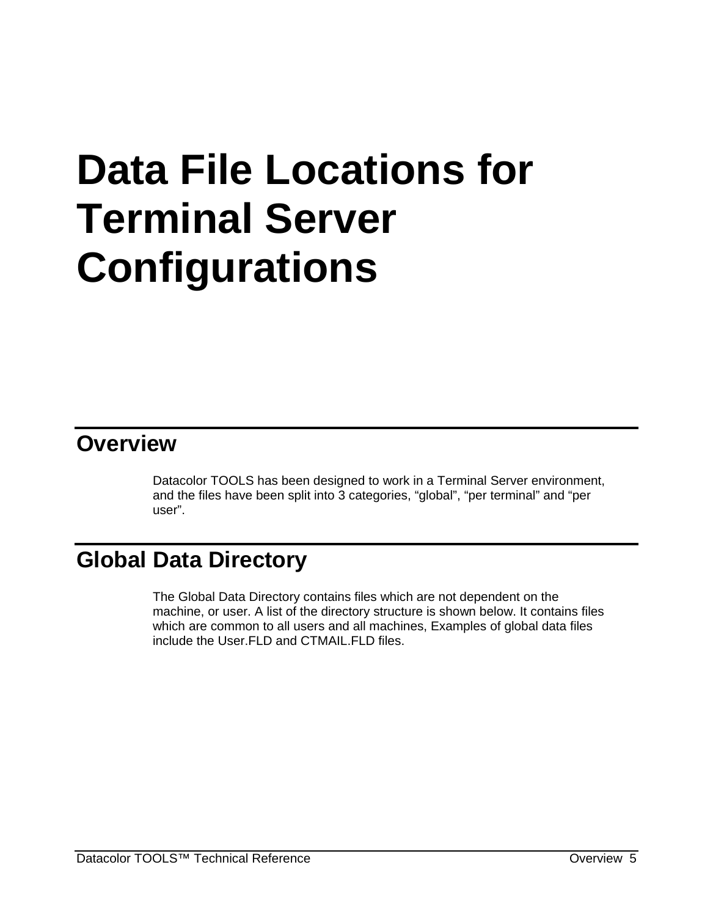# Data File Locations for Terminal Server Configurations

## Overview

Datacolor TOOLS has been designed to work in a Terminal Server environment, and the files have been split into 3 categories, “global”, “per terminal” and “per user”.

## Global Data Directory

The Global Data Directory contains files which are not dependent on the machine, or user. A list of the directory structure is shown below. It contains files which are common to all users and all machines, Examples of global data files include the User.FLD and CTMAIL.FLD files.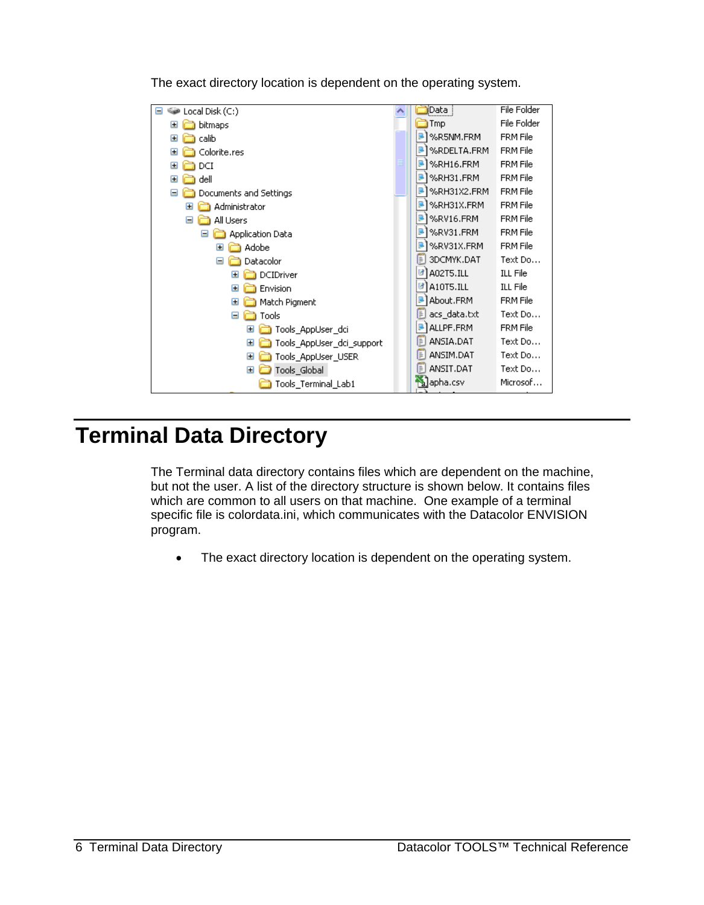The exact directory location is dependent on the operating system.

# Terminal Data Directory

The Terminal data directory contains files which are dependent on the machine, but not the user. A list of the directory structure is shown below. It contains files which are common to all users on that machine.  One example of a terminal specific file is colordata.ini, which communicates with the Datacolor ENVISION program.

- The exact directory location is dependent on the operating system.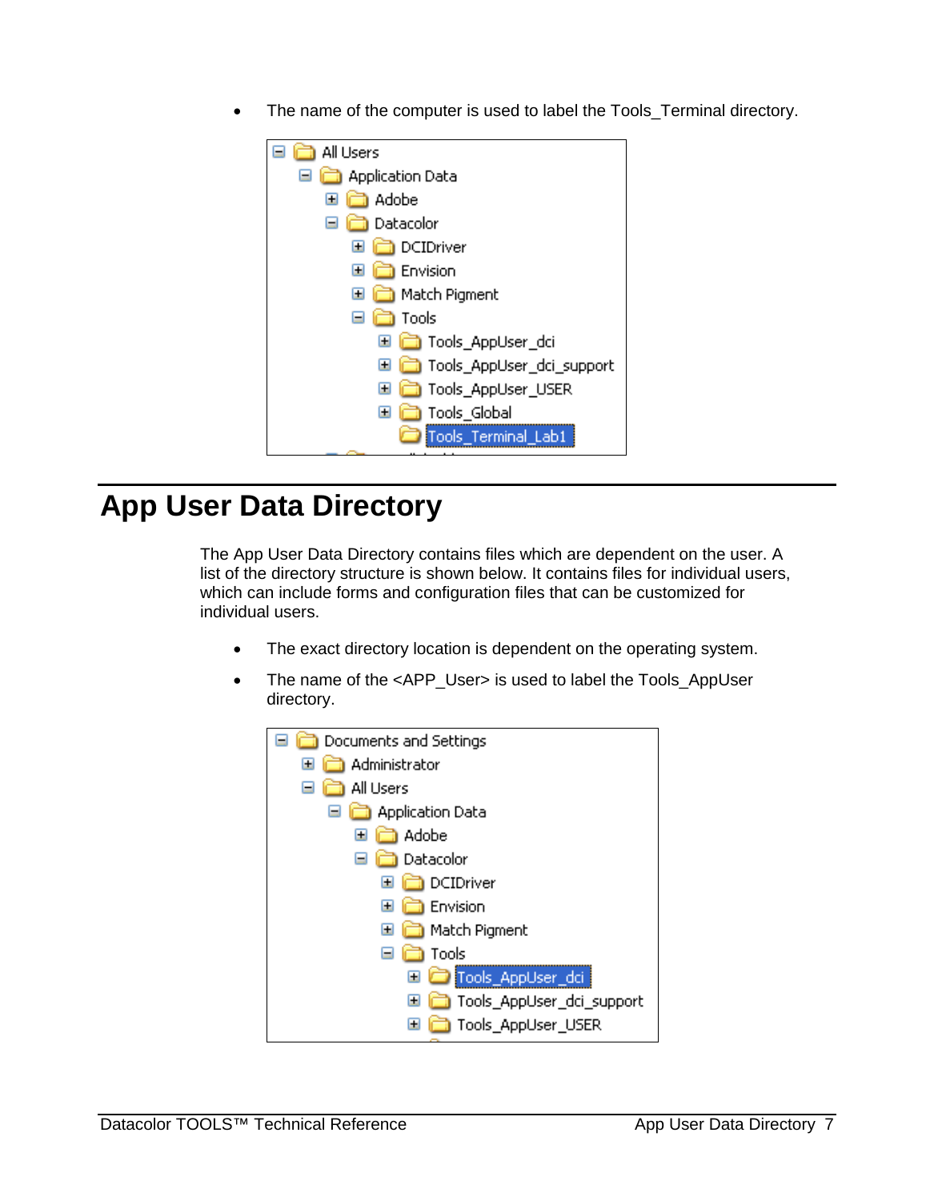- The name of the computer is used to label the Tools_Terminal directory.

```
All Users
  Application Data
    Adobe
    Datacolor
      DCIDriver
      Envision
      Match Pigment
      Tools
        Tools_AppUser_dci
        Tools_AppUser_dci_support
        Tools_AppUser_USER
        Tools_Global
        Tools_Terminal_Lab1
```

# App User Data Directory

The App User Data Directory contains files which are dependent on the user. A list of the directory structure is shown below. It contains files for individual users, which can include forms and configuration files that can be customized for individual users.

- The exact directory location is dependent on the operating system.
- The name of the <APP_User> is used to label the Tools_AppUser directory.

```
Documents and Settings
  Administrator
  All Users
    Application Data
      Adobe
      Datacolor
        DCIDriver
        Envision
        Match Pigment
        Tools
          Tools_AppUser_dci
          Tools_AppUser_dci_support
          Tools_AppUser_USER
```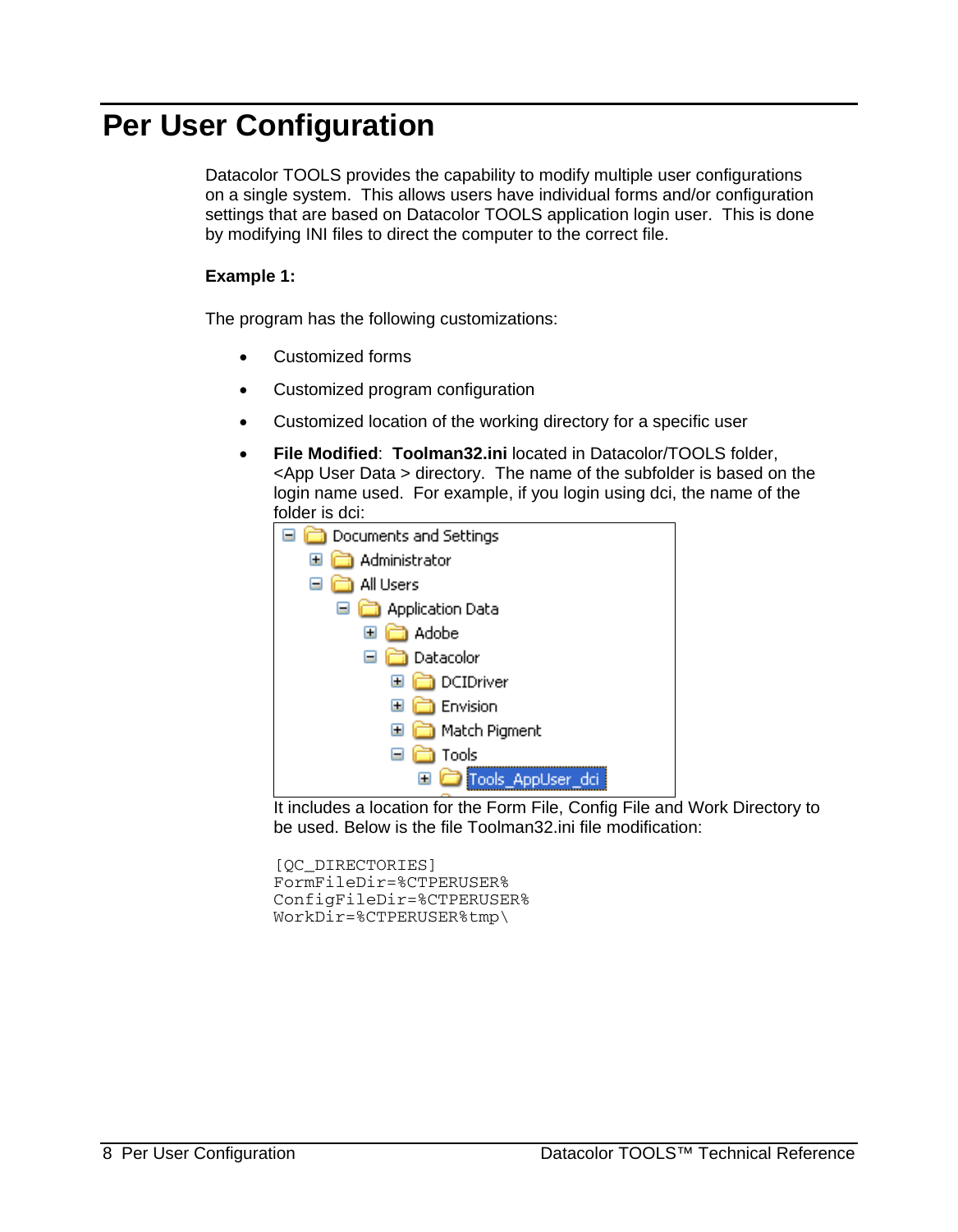# Per User Configuration

Datacolor TOOLS provides the capability to modify multiple user configurations on a single system. This allows users have individual forms and/or configuration settings that are based on Datacolor TOOLS application login user. This is done by modifying INI files to direct the computer to the correct file.

**Example 1:**

The program has the following customizations:

- Customized forms
- Customized program configuration
- Customized location of the working directory for a specific user
- **File Modified**: **Toolman32.ini** located in Datacolor/TOOLS folder, <App User Data > directory. The name of the subfolder is based on the login name used. For example, if you login using dci, the name of the folder is dci:

  It includes a location for the Form File, Config File and Work Directory to be used. Below is the file Toolman32.ini file modification:

```
[QC_DIRECTORIES]
FormFileDir=%CTPERUSER%
ConfigFileDir=%CTPERUSER%
WorkDir=%CTPERUSER%tmp\
```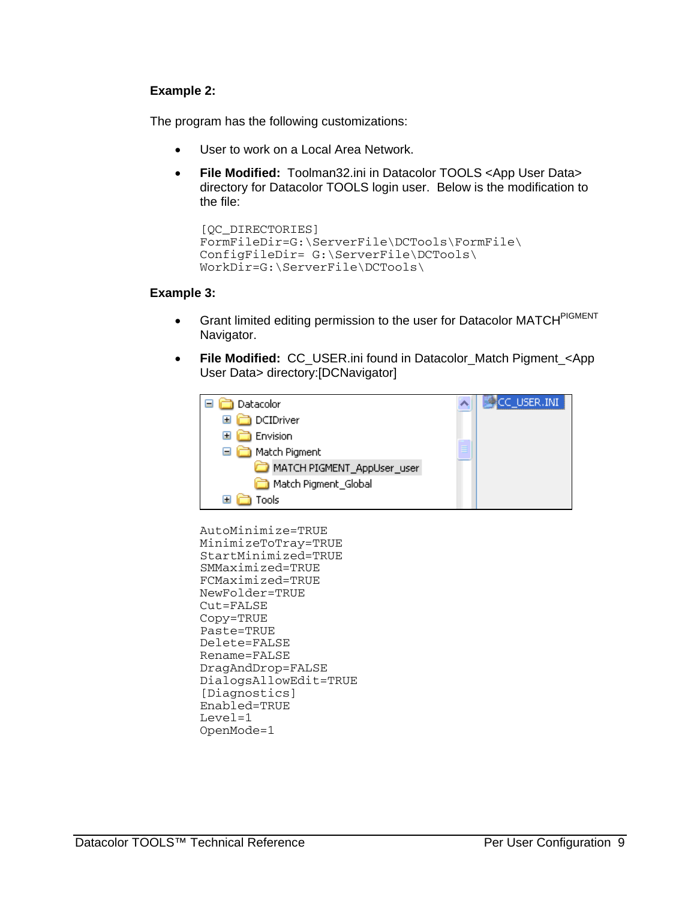**Example 2:**

The program has the following customizations:

- User to work on a Local Area Network.
- **File Modified:** Toolman32.ini in Datacolor TOOLS <App User Data> directory for Datacolor TOOLS login user. Below is the modification to the file:

```
[QC_DIRECTORIES]
FormFileDir=G:\ServerFile\DCTools\FormFile\
ConfigFileDir= G:\ServerFile\DCTools\
WorkDir=G:\ServerFile\DCTools\
```

**Example 3:**

- Grant limited editing permission to the user for Datacolor MATCH$^{\text{PIGMENT}}$ Navigator.
- **File Modified:** CC_USER.ini found in Datacolor_Match Pigment_<App User Data> directory:[DCNavigator]

```
AutoMinimize=TRUE
MinimizeToTray=TRUE
StartMinimized=TRUE
SMMaximized=TRUE
FCMaximized=TRUE
NewFolder=TRUE
Cut=FALSE
Copy=TRUE
Paste=TRUE
Delete=FALSE
Rename=FALSE
DragAndDrop=FALSE
DialogsAllowEdit=TRUE
[Diagnostics]
Enabled=TRUE
Level=1
OpenMode=1
```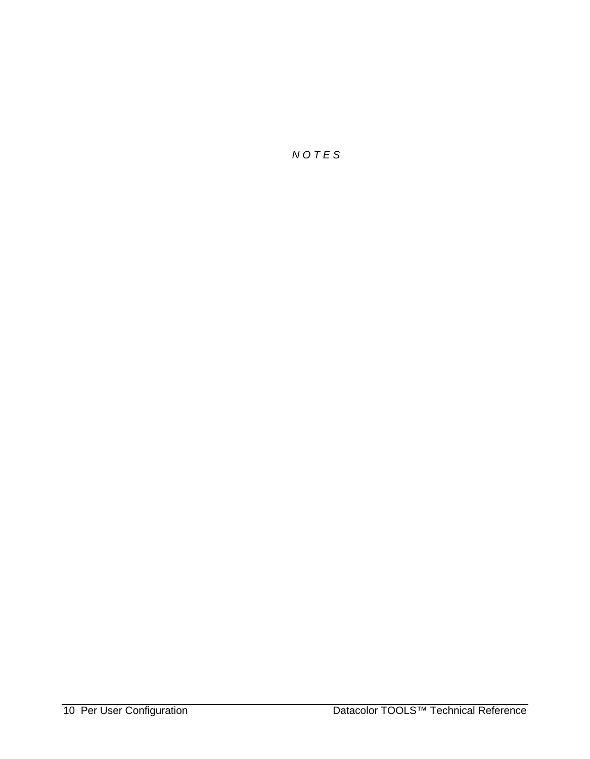*N O T E S*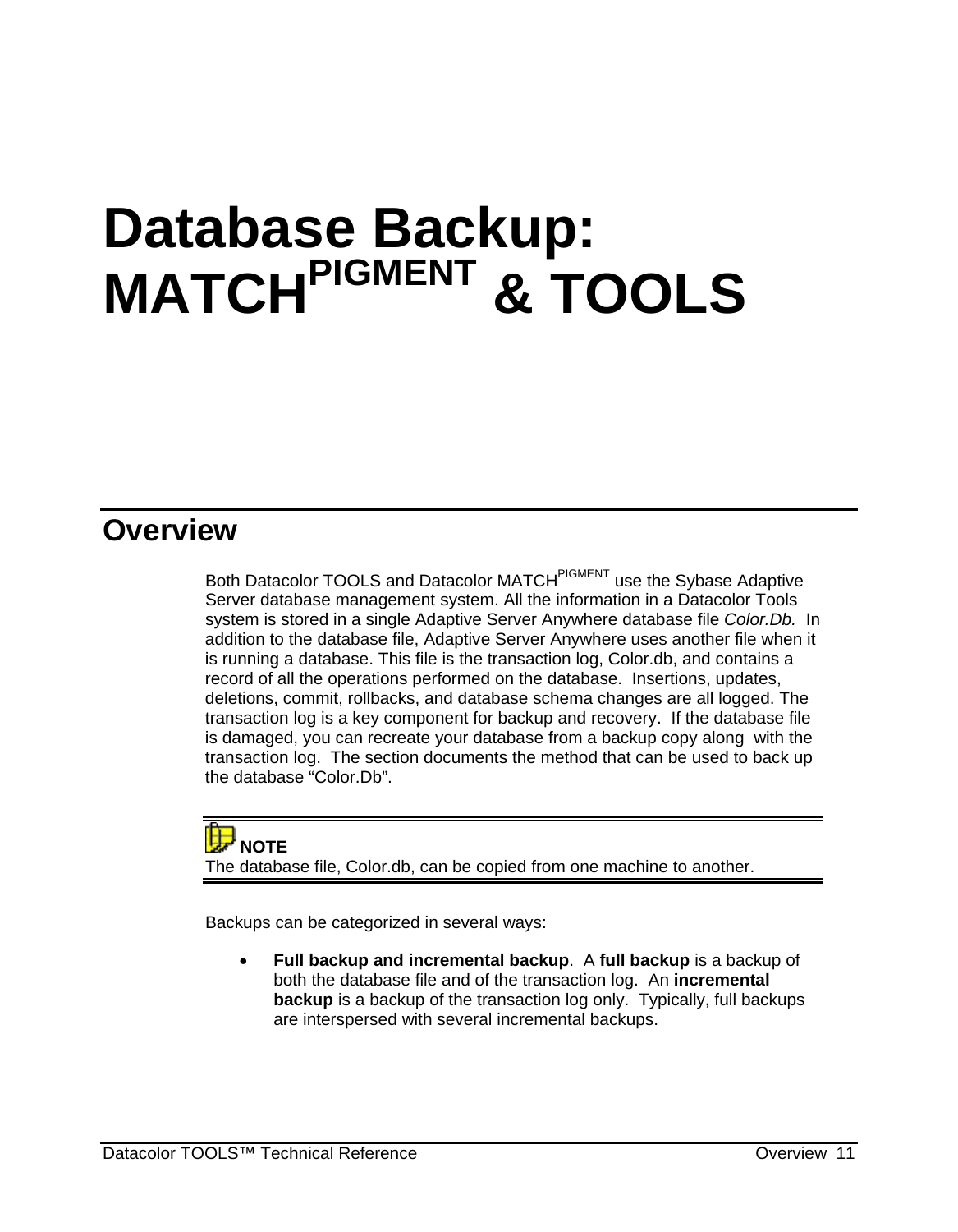# Database Backup: MATCH$^{PIGMENT}$ & TOOLS

## Overview

Both Datacolor TOOLS and Datacolor MATCH$^{PIGMENT}$ use the Sybase Adaptive Server database management system. All the information in a Datacolor Tools system is stored in a single Adaptive Server Anywhere database file *Color.Db.* In addition to the database file, Adaptive Server Anywhere uses another file when it is running a database. This file is the transaction log, Color.db, and contains a record of all the operations performed on the database. Insertions, updates, deletions, commit, rollbacks, and database schema changes are all logged. The transaction log is a key component for backup and recovery. If the database file is damaged, you can recreate your database from a backup copy along with the transaction log. The section documents the method that can be used to back up the database "Color.Db".

---

**NOTE**
The database file, Color.db, can be copied from one machine to another.

---

Backups can be categorized in several ways:

- **Full backup and incremental backup**. A **full backup** is a backup of both the database file and of the transaction log. An **incremental backup** is a backup of the transaction log only. Typically, full backups are interspersed with several incremental backups.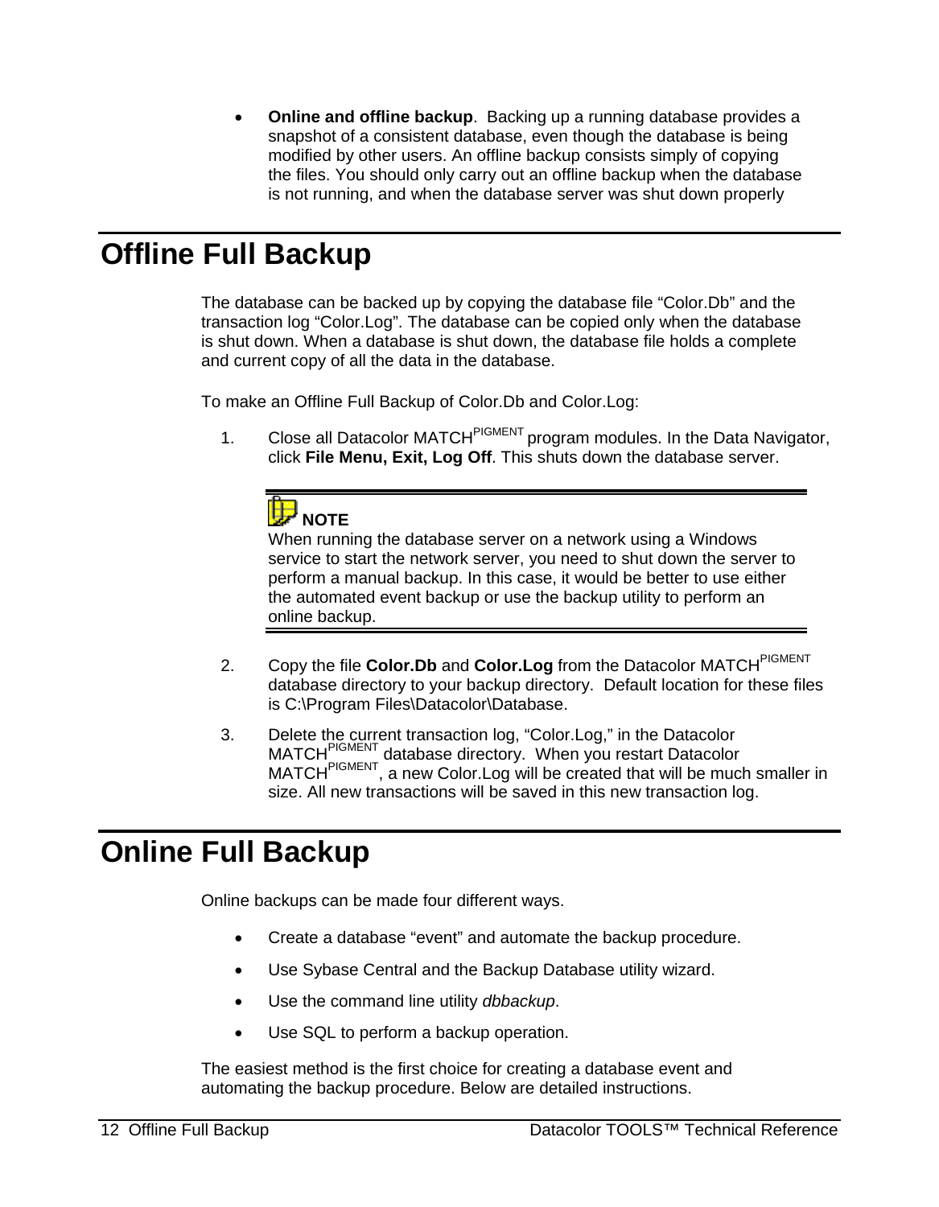- **Online and offline backup**. Backing up a running database provides a snapshot of a consistent database, even though the database is being modified by other users. An offline backup consists simply of copying the files. You should only carry out an offline backup when the database is not running, and when the database server was shut down properly

# Offline Full Backup

The database can be backed up by copying the database file "Color.Db" and the transaction log "Color.Log". The database can be copied only when the database is shut down. When a database is shut down, the database file holds a complete and current copy of all the data in the database.

To make an Offline Full Backup of Color.Db and Color.Log:

1. Close all Datacolor MATCH$^{PIGMENT}$ program modules. In the Data Navigator, click **File Menu, Exit, Log Off**. This shuts down the database server.

   > **NOTE**
   > When running the database server on a network using a Windows service to start the network server, you need to shut down the server to perform a manual backup. In this case, it would be better to use either the automated event backup or use the backup utility to perform an online backup.

2. Copy the file **Color.Db** and **Color.Log** from the Datacolor MATCH$^{PIGMENT}$ database directory to your backup directory. Default location for these files is C:\Program Files\Datacolor\Database.

3. Delete the current transaction log, "Color.Log," in the Datacolor MATCH$^{PIGMENT}$ database directory. When you restart Datacolor MATCH$^{PIGMENT}$, a new Color.Log will be created that will be much smaller in size. All new transactions will be saved in this new transaction log.

# Online Full Backup

Online backups can be made four different ways.

- Create a database "event" and automate the backup procedure.
- Use Sybase Central and the Backup Database utility wizard.
- Use the command line utility *dbbackup*.
- Use SQL to perform a backup operation.

The easiest method is the first choice for creating a database event and automating the backup procedure. Below are detailed instructions.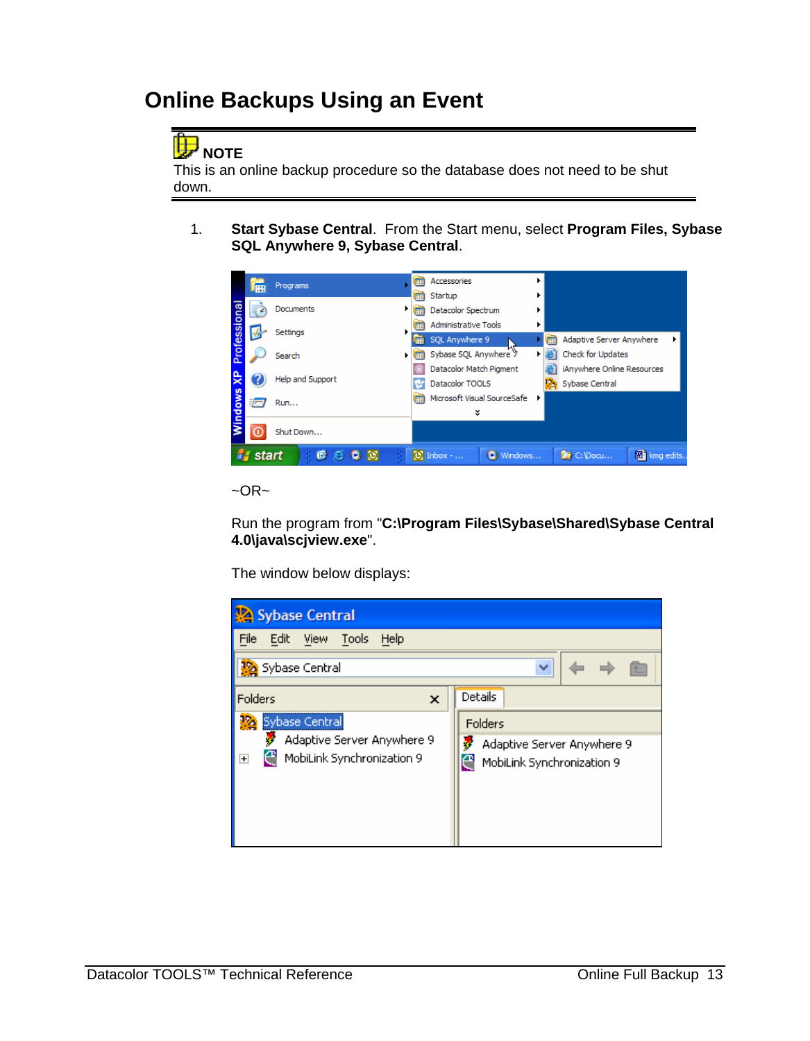# Online Backups Using an Event

**NOTE**
This is an online backup procedure so the database does not need to be shut down.

1. **Start Sybase Central**. From the Start menu, select **Program Files, Sybase SQL Anywhere 9, Sybase Central**.

   ~OR~

   Run the program from "**C:\Program Files\Sybase\Shared\Sybase Central 4.0\java\scjview.exe**".

   The window below displays: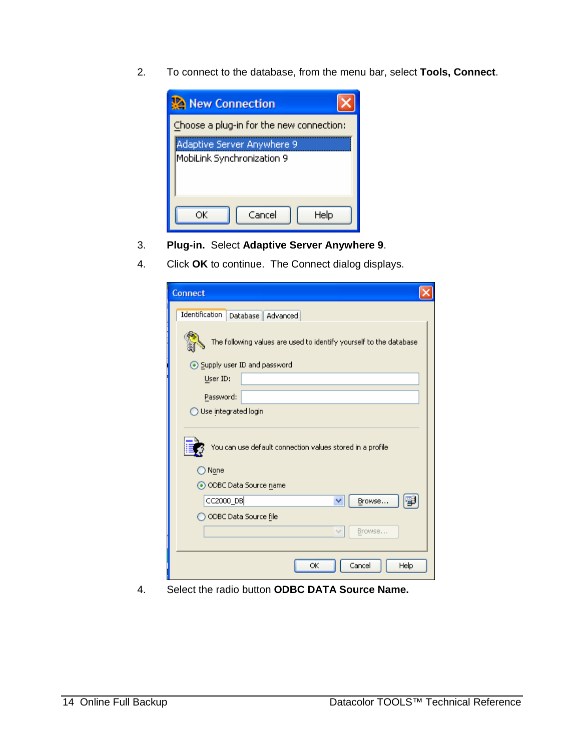2. To connect to the database, from the menu bar, select **Tools, Connect**.

3. **Plug-in.** Select **Adaptive Server Anywhere 9**.

4. Click **OK** to continue. The Connect dialog displays.

4. Select the radio button **ODBC DATA Source Name.**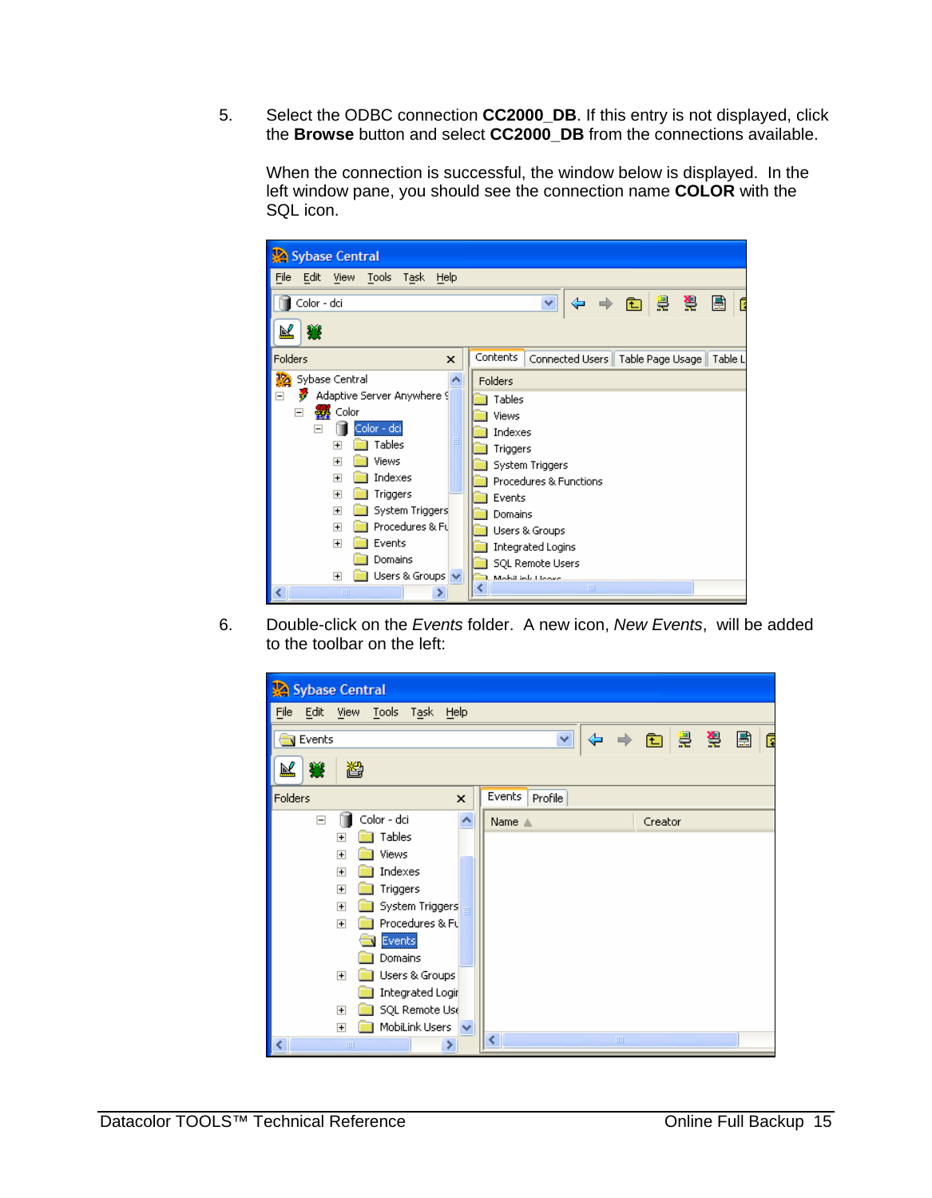5. Select the ODBC connection **CC2000_DB**. If this entry is not displayed, click the **Browse** button and select **CC2000_DB** from the connections available.

   When the connection is successful, the window below is displayed. In the left window pane, you should see the connection name **COLOR** with the SQL icon.

6. Double-click on the *Events* folder. A new icon, *New Events*, will be added to the toolbar on the left: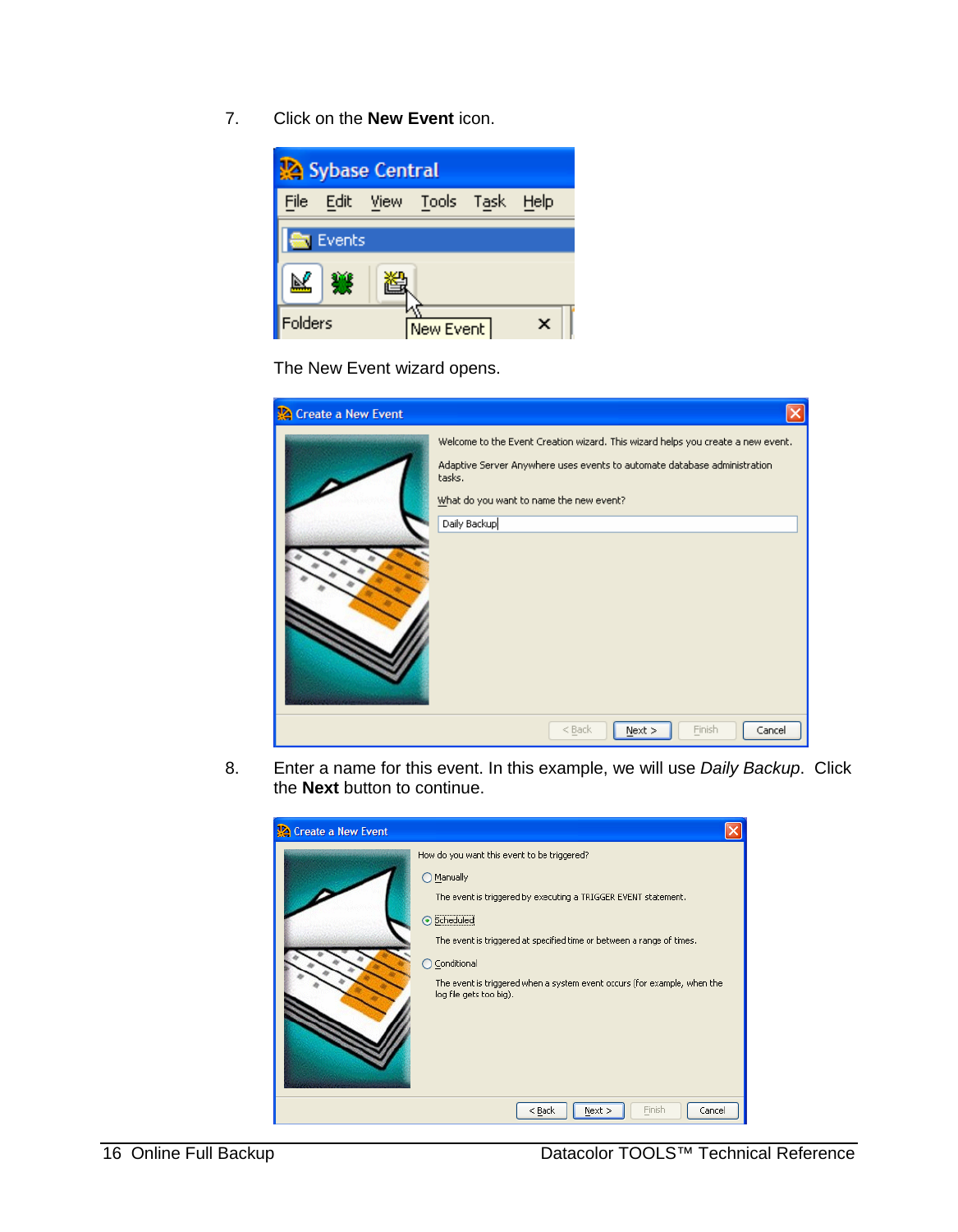7. Click on the **New Event** icon.

   The New Event wizard opens.

8. Enter a name for this event. In this example, we will use *Daily Backup*. Click the **Next** button to continue.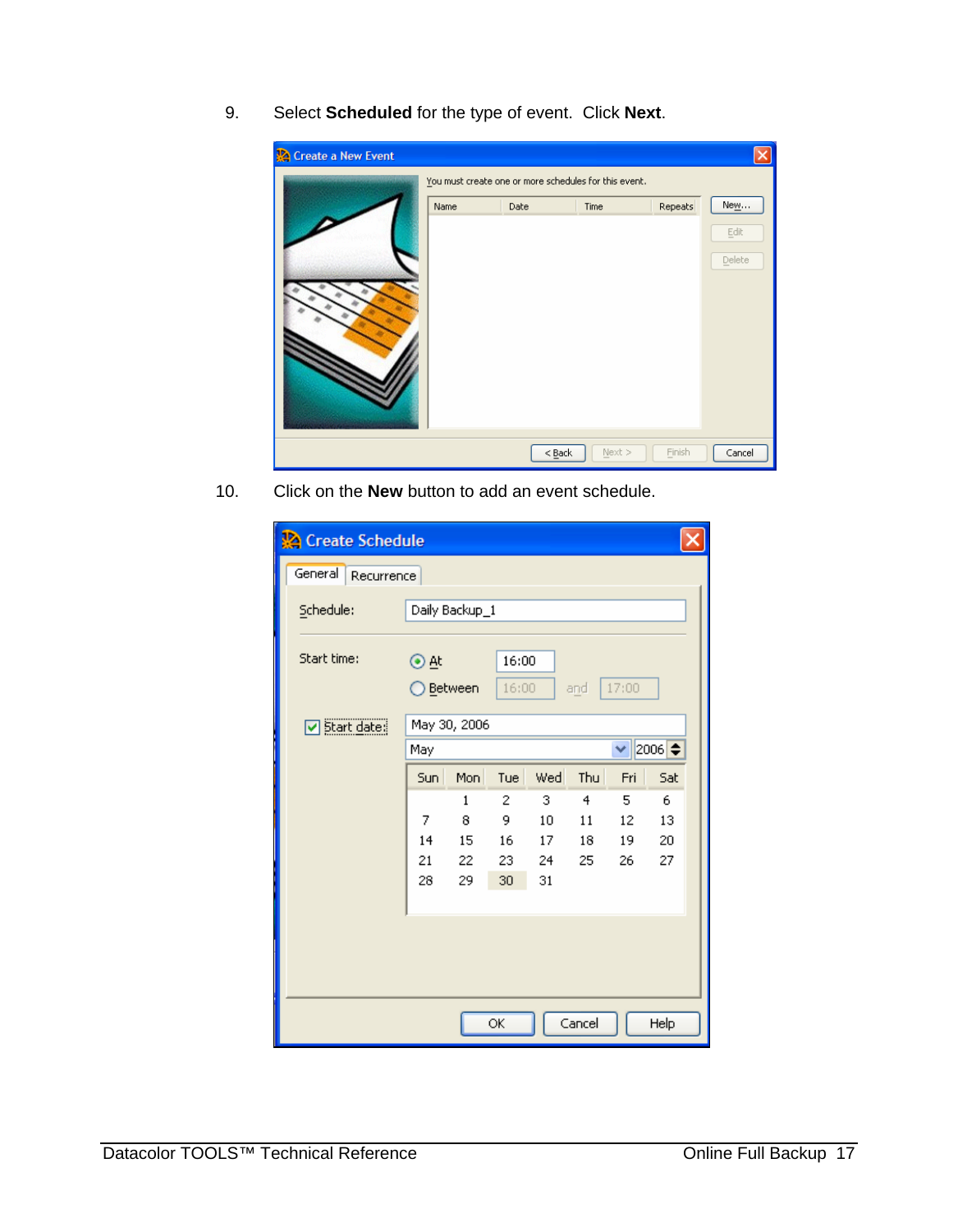9. Select **Scheduled** for the type of event. Click **Next**.

10. Click on the **New** button to add an event schedule.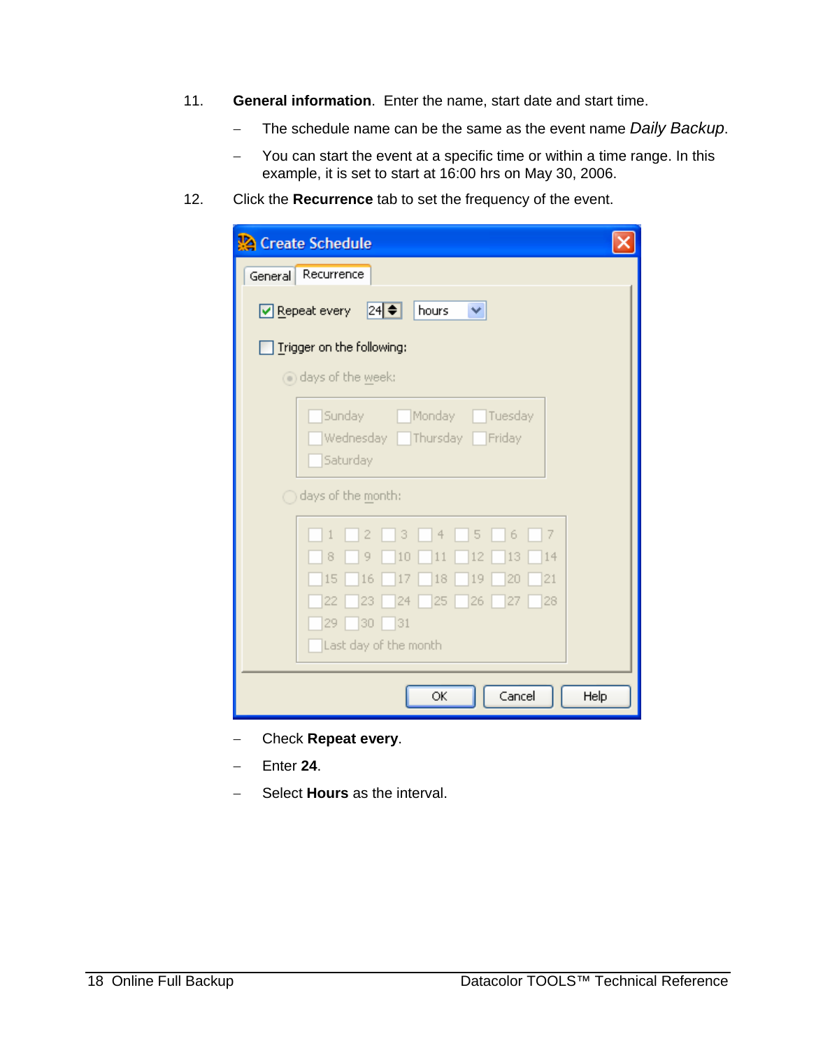11. **General information**. Enter the name, start date and start time.

    – The schedule name can be the same as the event name *Daily Backup*.

    – You can start the event at a specific time or within a time range. In this example, it is set to start at 16:00 hrs on May 30, 2006.

12. Click the **Recurrence** tab to set the frequency of the event.

    – Check **Repeat every**.

    – Enter **24**.

    – Select **Hours** as the interval.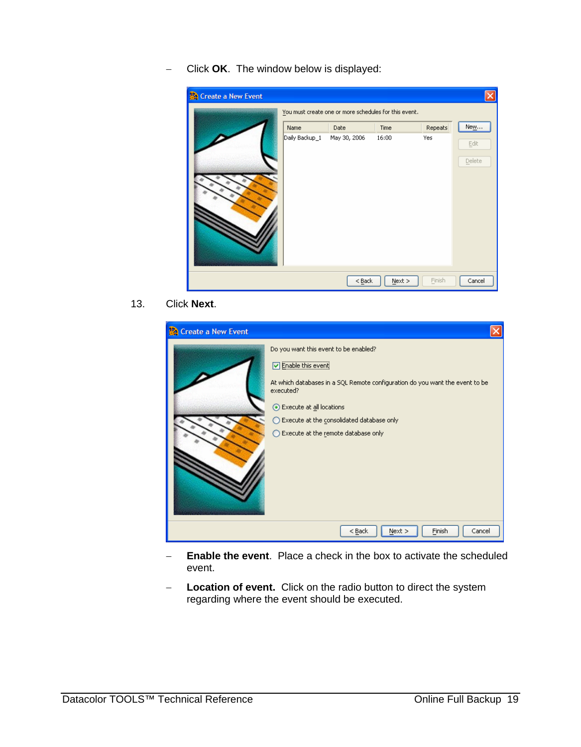– Click **OK**. The window below is displayed:

13. Click **Next**.

– **Enable the event**. Place a check in the box to activate the scheduled event.

– **Location of event.** Click on the radio button to direct the system regarding where the event should be executed.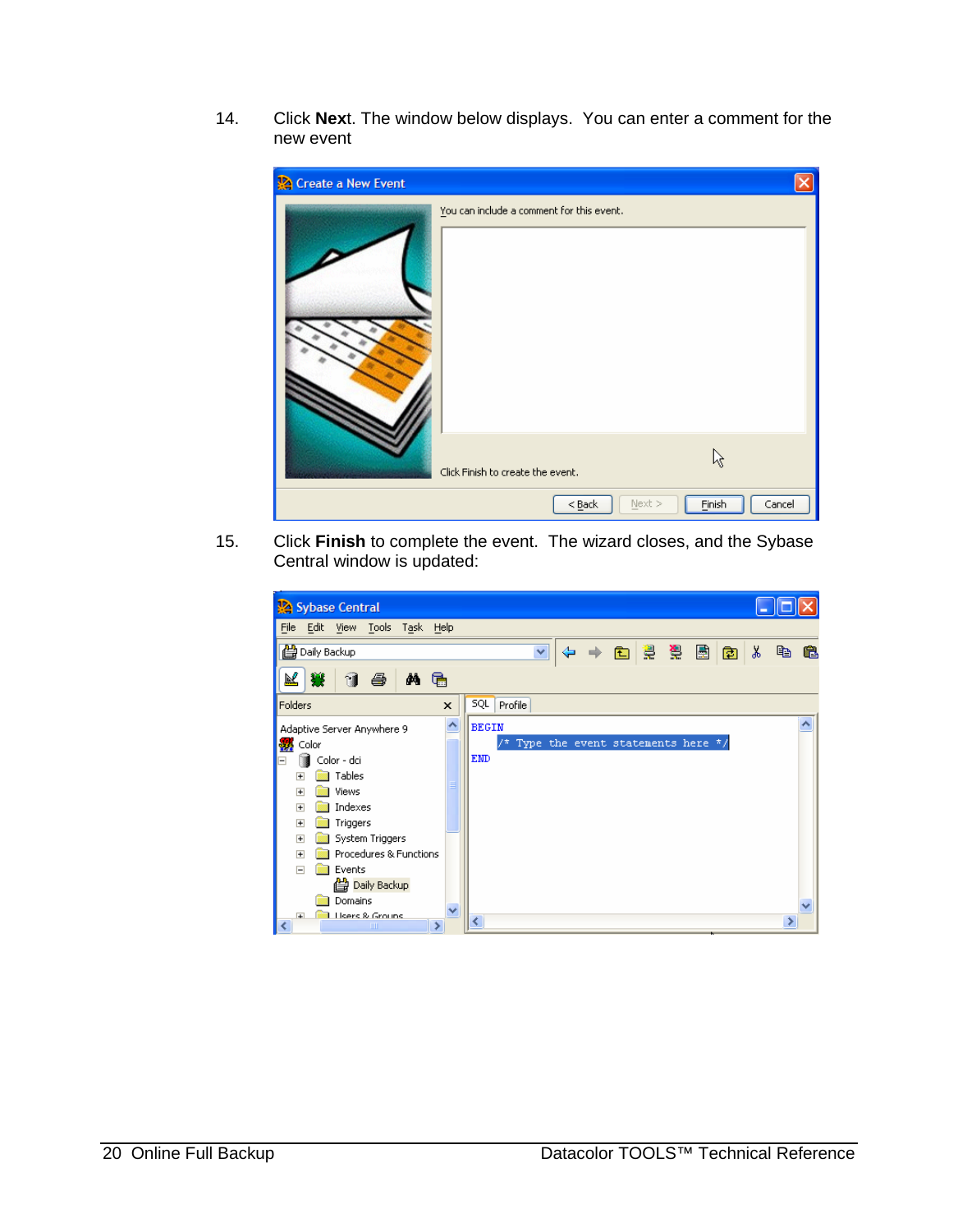14. Click **Next**. The window below displays. You can enter a comment for the new event

15. Click **Finish** to complete the event. The wizard closes, and the Sybase Central window is updated: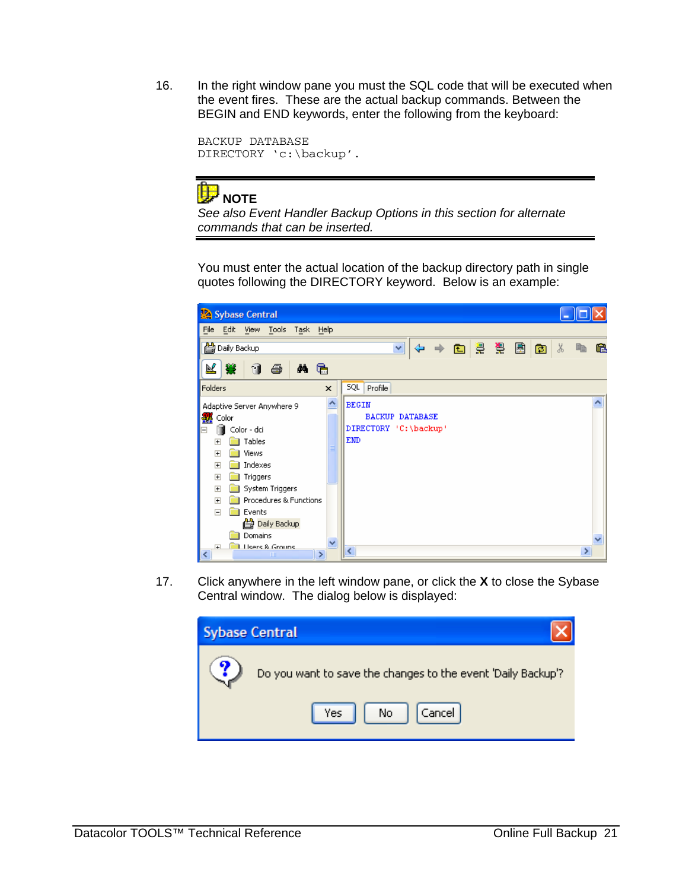16. In the right window pane you must the SQL code that will be executed when the event fires. These are the actual backup commands. Between the BEGIN and END keywords, enter the following from the keyboard:

```
BACKUP DATABASE
DIRECTORY 'c:\backup'.
```

**NOTE**

*See also Event Handler Backup Options in this section for alternate commands that can be inserted.*

You must enter the actual location of the backup directory path in single quotes following the DIRECTORY keyword. Below is an example:

17. Click anywhere in the left window pane, or click the **X** to close the Sybase Central window. The dialog below is displayed: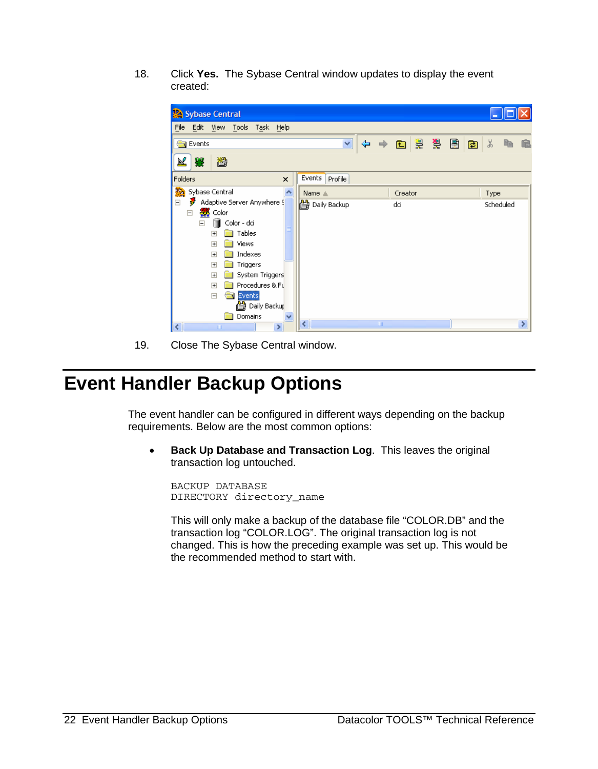18. Click **Yes.** The Sybase Central window updates to display the event created:

19. Close The Sybase Central window.

# Event Handler Backup Options

The event handler can be configured in different ways depending on the backup requirements. Below are the most common options:

- **Back Up Database and Transaction Log**. This leaves the original transaction log untouched.

  ```
  BACKUP DATABASE
  DIRECTORY directory_name
  ```

  This will only make a backup of the database file “COLOR.DB” and the transaction log “COLOR.LOG”. The original transaction log is not changed. This is how the preceding example was set up. This would be the recommended method to start with.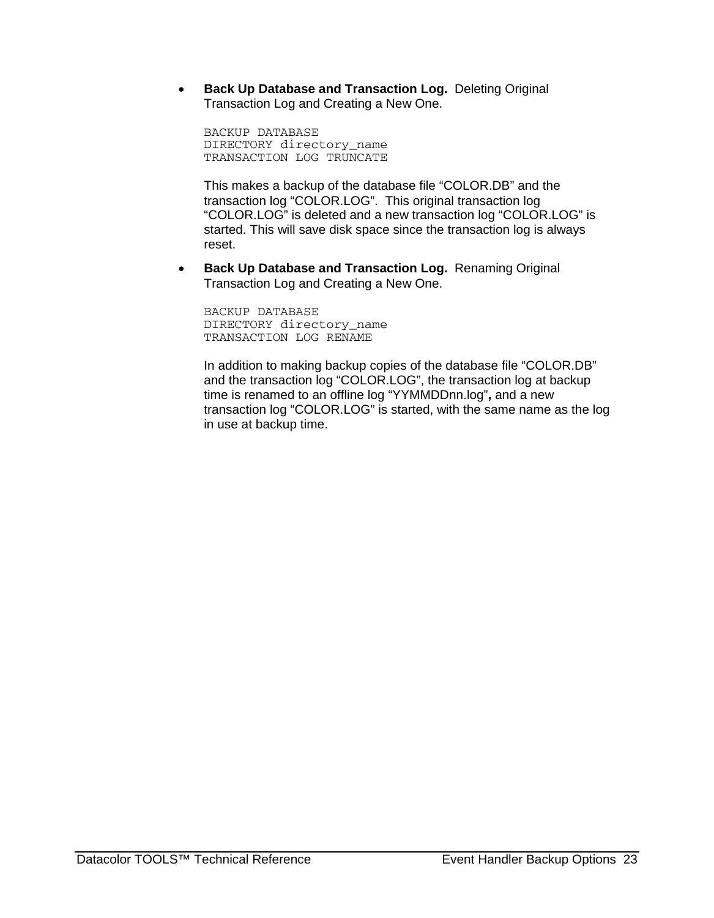- **Back Up Database and Transaction Log.** Deleting Original Transaction Log and Creating a New One.

  ```
  BACKUP DATABASE
  DIRECTORY directory_name
  TRANSACTION LOG TRUNCATE
  ```

  This makes a backup of the database file “COLOR.DB” and the transaction log “COLOR.LOG”. This original transaction log “COLOR.LOG” is deleted and a new transaction log “COLOR.LOG” is started. This will save disk space since the transaction log is always reset.

- **Back Up Database and Transaction Log.** Renaming Original Transaction Log and Creating a New One.

  ```
  BACKUP DATABASE
  DIRECTORY directory_name
  TRANSACTION LOG RENAME
  ```

  In addition to making backup copies of the database file “COLOR.DB” and the transaction log “COLOR.LOG”, the transaction log at backup time is renamed to an offline log “YYMMDDnn.log”**,** and a new transaction log “COLOR.LOG” is started, with the same name as the log in use at backup time.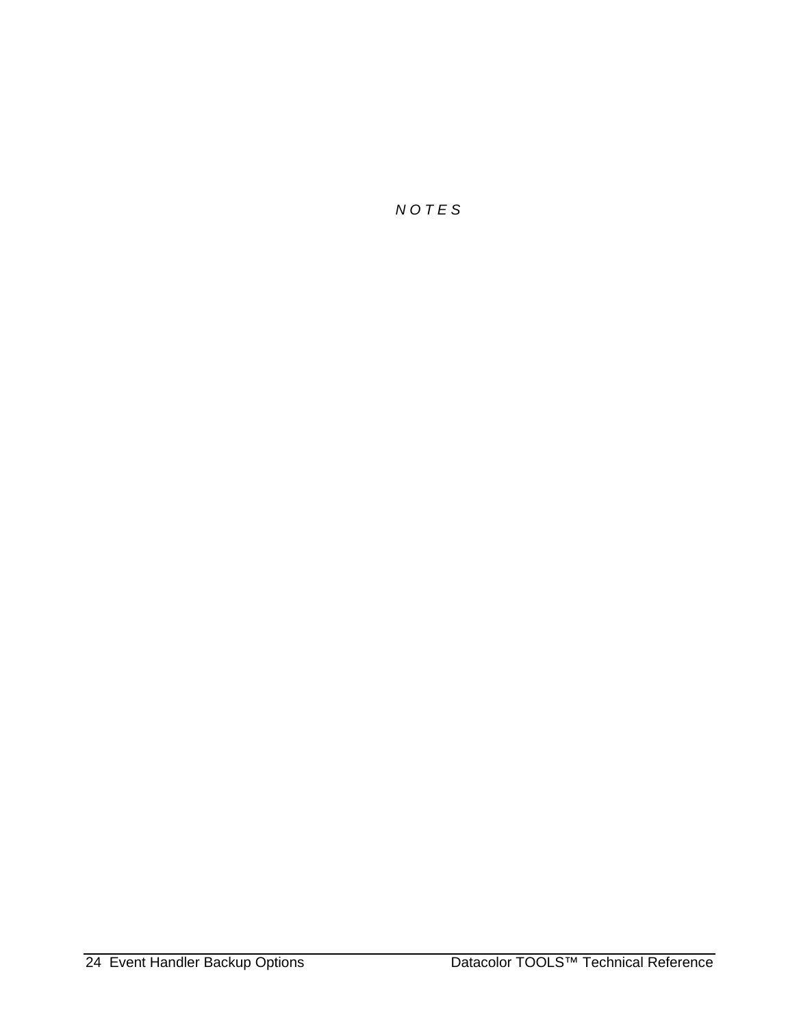*N O T E S*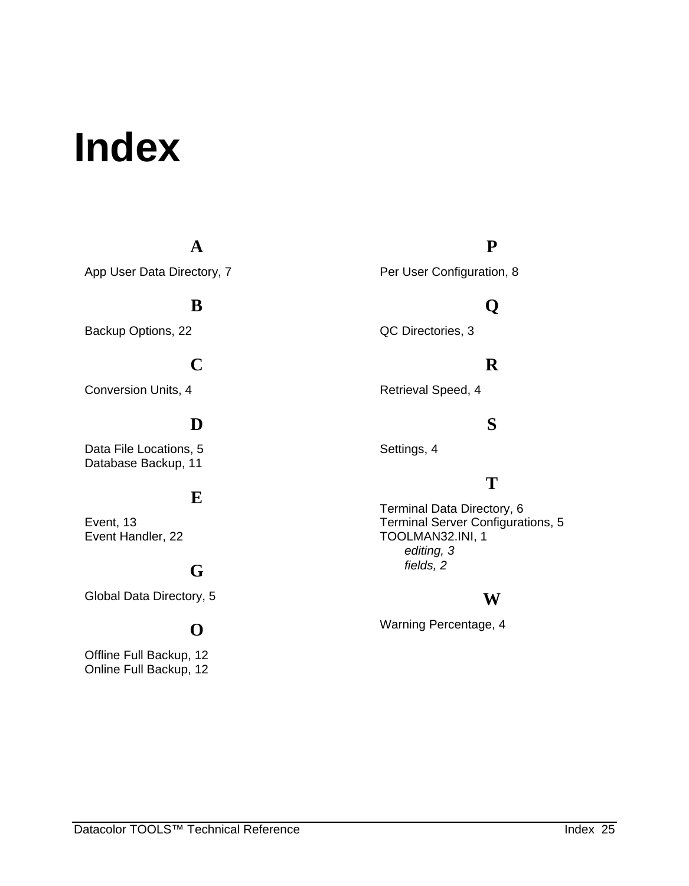# Index

## A

App User Data Directory, 7

## B

Backup Options, 22

## C

Conversion Units, 4

## D

Data File Locations, 5
Database Backup, 11

## E

Event, 13
Event Handler, 22

## G

Global Data Directory, 5

## O

Offline Full Backup, 12
Online Full Backup, 12

## P

Per User Configuration, 8

## Q

QC Directories, 3

## R

Retrieval Speed, 4

## S

Settings, 4

## T

Terminal Data Directory, 6
Terminal Server Configurations, 5
TOOLMAN32.INI, 1
    *editing, 3*
    *fields, 2*

## W

Warning Percentage, 4